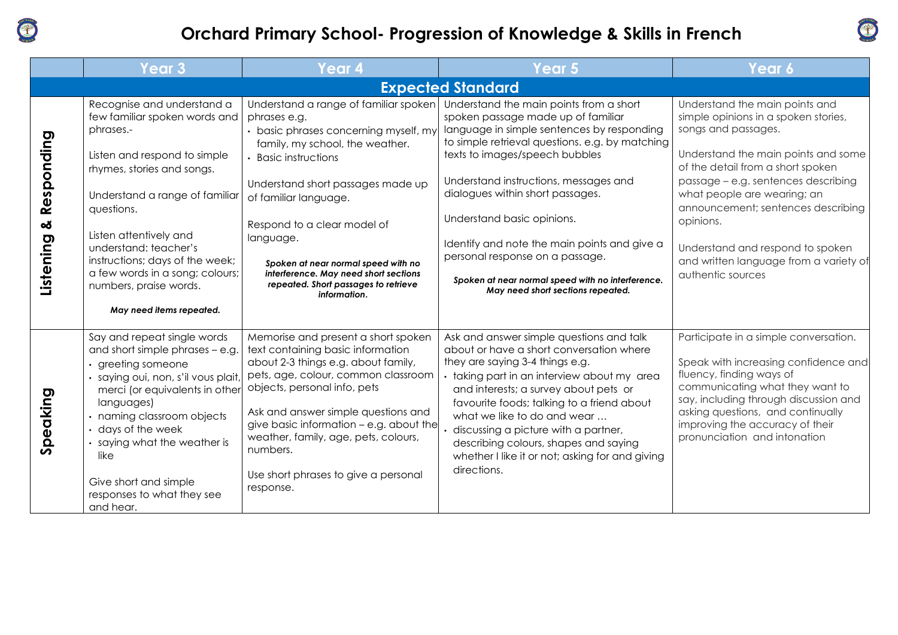# Orchard Primary School- Progression of Knowledge & Skills in French

| | Year 3 | Year 4 | Year 5 | Year 6 |
|---|---|---|---|---|
| **Expected Standard** | | | | |
| **Listening & Responding** | Recognise and understand a few familiar spoken words and phrases.-<br><br>Listen and respond to simple rhymes, stories and songs.<br><br>Understand a range of familiar questions.<br><br>Listen attentively and understand: teacher's instructions; days of the week; a few words in a song; colours; numbers, praise words.<br><br>***May need items repeated.*** | Understand a range of familiar spoken phrases e.g.<br>• basic phrases concerning myself, my family, my school, the weather.<br>• Basic instructions<br><br>Understand short passages made up of familiar language.<br><br>Respond to a clear model of language.<br><br>***Spoken at near normal speed with no interference. May need short sections repeated. Short passages to retrieve information.*** | Understand the main points from a short spoken passage made up of familiar language in simple sentences by responding to simple retrieval questions. e.g. by matching texts to images/speech bubbles<br><br>Understand instructions, messages and dialogues within short passages.<br><br>Understand basic opinions.<br><br>Identify and note the main points and give a personal response on a passage.<br><br>***Spoken at near normal speed with no interference. May need short sections repeated.*** | Understand the main points and simple opinions in a spoken stories, songs and passages.<br><br>Understand the main points and some of the detail from a short spoken passage – e.g. sentences describing what people are wearing; an announcement; sentences describing opinions.<br><br>Understand and respond to spoken and written language from a variety of authentic sources |
| **Speaking** | Say and repeat single words and short simple phrases – e.g.<br>• greeting someone<br>• saying oui, non, s'il vous plait, merci (or equivalents in other languages)<br>• naming classroom objects<br>• days of the week<br>• saying what the weather is like<br><br>Give short and simple responses to what they see and hear. | Memorise and present a short spoken text containing basic information about 2-3 things e.g. about family, pets, age, colour, common classroom objects, personal info, pets<br><br>Ask and answer simple questions and give basic information – e.g. about the weather, family, age, pets, colours, numbers.<br><br>Use short phrases to give a personal response. | Ask and answer simple questions and talk about or have a short conversation where they are saying 3-4 things e.g.<br>• taking part in an interview about my area and interests; a survey about pets or favourite foods; talking to a friend about what we like to do and wear …<br>• discussing a picture with a partner, describing colours, shapes and saying whether I like it or not; asking for and giving directions. | Participate in a simple conversation.<br><br>Speak with increasing confidence and fluency, finding ways of communicating what they want to say, including through discussion and asking questions, and continually improving the accuracy of their pronunciation and intonation |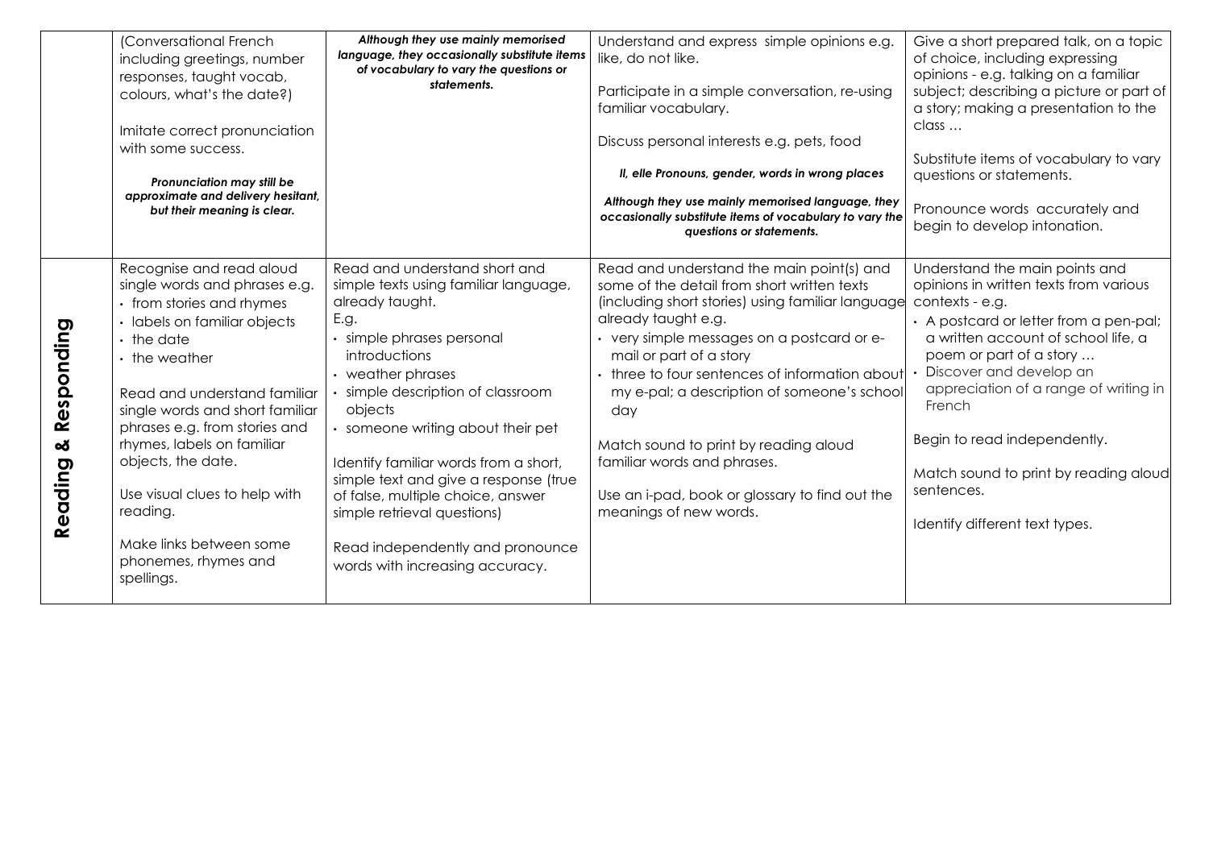| | | | | |
|---|---|---|---|---|
| | (Conversational French including greetings, number responses, taught vocab, colours, what's the date?)<br><br>Imitate correct pronunciation with some success.<br><br>***Pronunciation may still be approximate and delivery hesitant, but their meaning is clear.*** | ***Although they use mainly memorised language, they occasionally substitute items of vocabulary to vary the questions or statements.*** | Understand and express simple opinions e.g. like, do not like.<br><br>Participate in a simple conversation, re-using familiar vocabulary.<br><br>Discuss personal interests e.g. pets, food<br><br>***Il, elle Pronouns, gender, words in wrong places***<br><br>***Although they use mainly memorised language, they occasionally substitute items of vocabulary to vary the questions or statements.*** | Give a short prepared talk, on a topic of choice, including expressing opinions - e.g. talking on a familiar subject; describing a picture or part of a story; making a presentation to the class …<br><br>Substitute items of vocabulary to vary questions or statements.<br><br>Pronounce words accurately and begin to develop intonation. |
| **Reading & Responding** | Recognise and read aloud single words and phrases e.g.<br>• from stories and rhymes<br>• labels on familiar objects<br>• the date<br>• the weather<br><br>Read and understand familiar single words and short familiar phrases e.g. from stories and rhymes, labels on familiar objects, the date.<br><br>Use visual clues to help with reading.<br><br>Make links between some phonemes, rhymes and spellings. | Read and understand short and simple texts using familiar language, already taught.<br>E.g.<br>• simple phrases personal introductions<br>• weather phrases<br>• simple description of classroom objects<br>• someone writing about their pet<br><br>Identify familiar words from a short, simple text and give a response (true of false, multiple choice, answer simple retrieval questions)<br><br>Read independently and pronounce words with increasing accuracy. | Read and understand the main point(s) and some of the detail from short written texts (including short stories) using familiar language already taught e.g.<br>• very simple messages on a postcard or e-mail or part of a story<br>• three to four sentences of information about my e-pal; a description of someone's school day<br><br>Match sound to print by reading aloud familiar words and phrases.<br><br>Use an i-pad, book or glossary to find out the meanings of new words. | Understand the main points and opinions in written texts from various contexts - e.g.<br>• A postcard or letter from a pen-pal; a written account of school life, a poem or part of a story …<br>• Discover and develop an appreciation of a range of writing in French<br><br>Begin to read independently.<br><br>Match sound to print by reading aloud sentences.<br><br>Identify different text types. |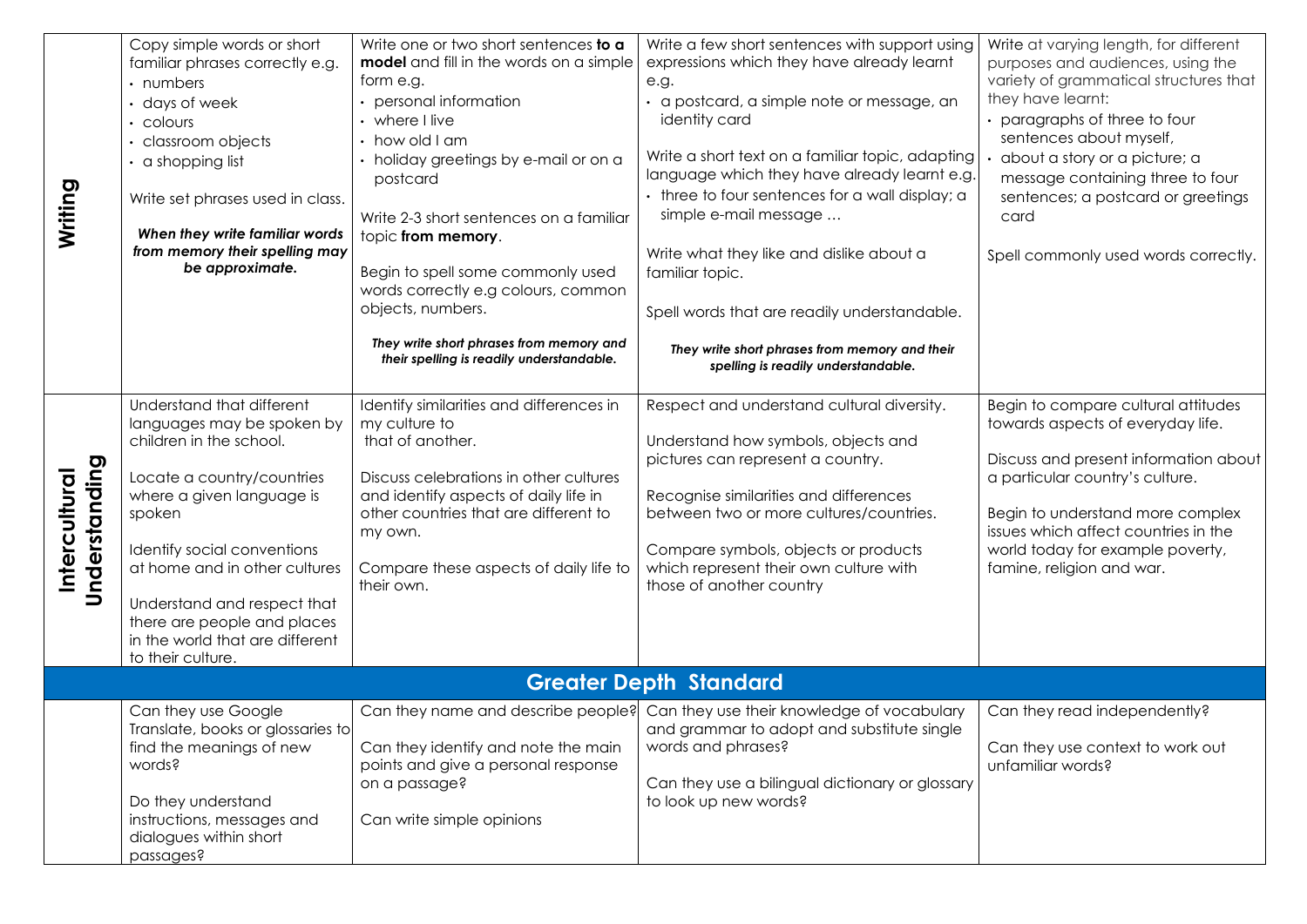| | | | | |
|---|---|---|---|---|
| **Writing** | Copy simple words or short familiar phrases correctly e.g.<br>• numbers<br>• days of week<br>• colours<br>• classroom objects<br>• a shopping list<br><br>Write set phrases used in class.<br><br>***When they write familiar words from memory their spelling may be approximate.*** | Write one or two short sentences **to a model** and fill in the words on a simple form e.g.<br>• personal information<br>• where I live<br>• how old I am<br>• holiday greetings by e-mail or on a postcard<br><br>Write 2-3 short sentences on a familiar topic **from memory**.<br><br>Begin to spell some commonly used words correctly e.g colours, common objects, numbers.<br><br>***They write short phrases from memory and their spelling is readily understandable.*** | Write a few short sentences with support using expressions which they have already learnt e.g.<br>• a postcard, a simple note or message, an identity card<br><br>Write a short text on a familiar topic, adapting language which they have already learnt e.g.<br>• three to four sentences for a wall display; a simple e-mail message …<br><br>Write what they like and dislike about a familiar topic.<br><br>Spell words that are readily understandable.<br><br>***They write short phrases from memory and their spelling is readily understandable.*** | Write at varying length, for different purposes and audiences, using the variety of grammatical structures that they have learnt:<br>• paragraphs of three to four sentences about myself,<br>• about a story or a picture; a message containing three to four sentences; a postcard or greetings card<br><br>Spell commonly used words correctly. |
| **Intercultural Understanding** | Understand that different languages may be spoken by children in the school.<br><br>Locate a country/countries where a given language is spoken<br><br>Identify social conventions at home and in other cultures<br><br>Understand and respect that there are people and places in the world that are different to their culture. | Identify similarities and differences in my culture to that of another.<br><br>Discuss celebrations in other cultures and identify aspects of daily life in other countries that are different to my own.<br><br>Compare these aspects of daily life to their own. | Respect and understand cultural diversity.<br><br>Understand how symbols, objects and pictures can represent a country.<br><br>Recognise similarities and differences between two or more cultures/countries.<br><br>Compare symbols, objects or products which represent their own culture with those of another country | Begin to compare cultural attitudes towards aspects of everyday life.<br><br>Discuss and present information about a particular country's culture.<br><br>Begin to understand more complex issues which affect countries in the world today for example poverty, famine, religion and war. |
| **Greater Depth Standard** | | | | |
| | Can they use Google Translate, books or glossaries to find the meanings of new words?<br><br>Do they understand instructions, messages and dialogues within short passages? | Can they name and describe people?<br><br>Can they identify and note the main points and give a personal response on a passage?<br><br>Can write simple opinions | Can they use their knowledge of vocabulary and grammar to adopt and substitute single words and phrases?<br><br>Can they use a bilingual dictionary or glossary to look up new words? | Can they read independently?<br><br>Can they use context to work out unfamiliar words? |